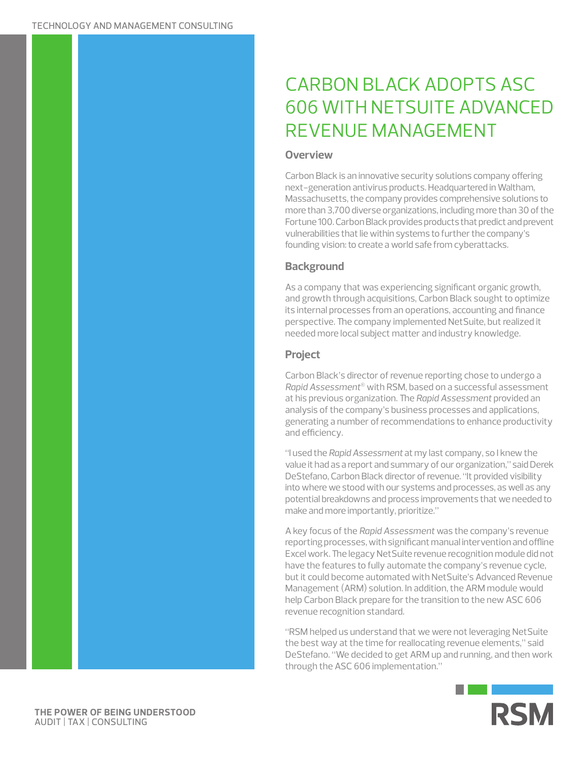# CARBON BLACK ADOPTS ASC 606 WITH NETSUITE ADVANCED REVENUE MANAGEMENT

## Overview

Carbon Black is an innovative security solutions company offering next-generation antivirus products. Headquartered in Waltham, Massachusetts, the company provides comprehensive solutions to more than 3,700 diverse organizations, including more than 30 of the Fortune 100. Carbon Black provides products that predict and prevent vulnerabilities that lie within systems to further the company's founding vision: to create a world safe from cyberattacks.

## Background

As a company that was experiencing significant organic growth, and growth through acquisitions, Carbon Black sought to optimize its internal processes from an operations, accounting and finance perspective. The company implemented NetSuite, but realized it needed more local subject matter and industry knowledge.

## Project

Carbon Black's director of revenue reporting chose to undergo a *Rapid Assessment®* with RSM, based on a successful assessment at his previous organization. The *Rapid Assessment* provided an analysis of the company's business processes and applications, generating a number of recommendations to enhance productivity and efficiency.

"I used the *Rapid Assessment* at my last company, so I knew the value it had as a report and summary of our organization," said Derek DeStefano, Carbon Black director of revenue. "It provided visibility into where we stood with our systems and processes, as well as any potential breakdowns and process improvements that we needed to make and more importantly, prioritize."

A key focus of the *Rapid Assessment* was the company's revenue reporting processes, with significant manual intervention and offline Excel work. The legacy NetSuite revenue recognition module did not have the features to fully automate the company's revenue cycle, but it could become automated with NetSuite's Advanced Revenue Management (ARM) solution. In addition, the ARM module would help Carbon Black prepare for the transition to the new ASC 606 revenue recognition standard.

"RSM helped us understand that we were not leveraging NetSuite the best way at the time for reallocating revenue elements," said DeStefano. "We decided to get ARM up and running, and then work through the ASC 606 implementation."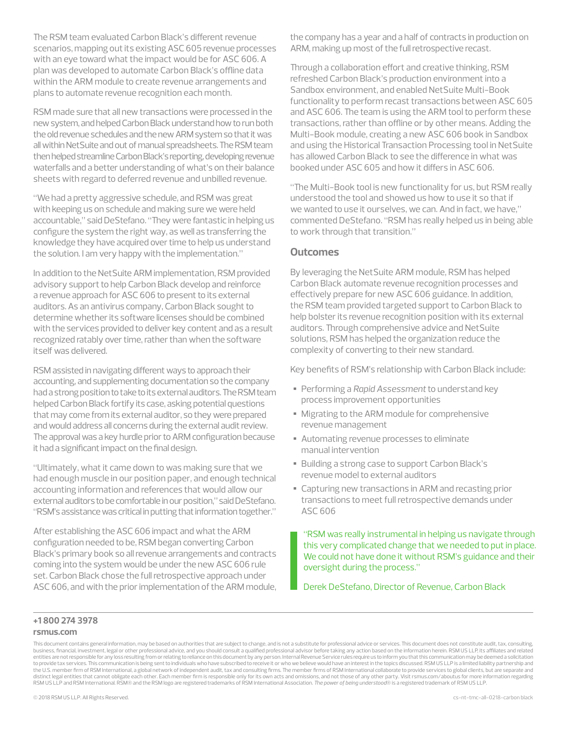The RSM team evaluated Carbon Black's different revenue scenarios, mapping out its existing ASC 605 revenue processes with an eye toward what the impact would be for ASC 606. A plan was developed to automate Carbon Black's offline data within the ARM module to create revenue arrangements and plans to automate revenue recognition each month.

RSM made sure that all new transactions were processed in the new system, and helped Carbon Black understand how to run both the old revenue schedules and the new ARM system so that it was all within NetSuite and out of manual spreadsheets. The RSM team then helped streamline Carbon Black's reporting, developing revenue waterfalls and a better understanding of what's on their balance sheets with regard to deferred revenue and unbilled revenue.

"We had a pretty aggressive schedule, and RSM was great with keeping us on schedule and making sure we were held accountable," said DeStefano. "They were fantastic in helping us configure the system the right way, as well as transferring the knowledge they have acquired over time to help us understand the solution. I am very happy with the implementation."

In addition to the NetSuite ARM implementation, RSM provided advisory support to help Carbon Black develop and reinforce a revenue approach for ASC 606 to present to its external auditors. As an antivirus company, Carbon Black sought to determine whether its software licenses should be combined with the services provided to deliver key content and as a result recognized ratably over time, rather than when the software itself was delivered.

RSM assisted in navigating different ways to approach their accounting, and supplementing documentation so the company had a strong position to take to its external auditors. The RSM team helped Carbon Black fortify its case, asking potential questions that may come from its external auditor, so they were prepared and would address all concerns during the external audit review. The approval was a key hurdle prior to ARM configuration because it had a significant impact on the final design.

"Ultimately, what it came down to was making sure that we had enough muscle in our position paper, and enough technical accounting information and references that would allow our external auditors to be comfortable in our position," said DeStefano. "RSM's assistance was critical in putting that information together."

After establishing the ASC 606 impact and what the ARM configuration needed to be, RSM began converting Carbon Black's primary book so all revenue arrangements and contracts coming into the system would be under the new ASC 606 rule set. Carbon Black chose the full retrospective approach under ASC 606, and with the prior implementation of the ARM module, the company has a year and a half of contracts in production on ARM, making up most of the full retrospective recast.

Through a collaboration effort and creative thinking, RSM refreshed Carbon Black's production environment into a Sandbox environment, and enabled NetSuite Multi-Book functionality to perform recast transactions between ASC 605 and ASC 606. The team is using the ARM tool to perform these transactions, rather than offline or by other means. Adding the Multi-Book module, creating a new ASC 606 book in Sandbox and using the Historical Transaction Processing tool in NetSuite has allowed Carbon Black to see the difference in what was booked under ASC 605 and how it differs in ASC 606.

"The Multi-Book tool is new functionality for us, but RSM really understood the tool and showed us how to use it so that if we wanted to use it ourselves, we can. And in fact, we have," commented DeStefano. "RSM has really helped us in being able to work through that transition."

## Outcomes

By leveraging the NetSuite ARM module, RSM has helped Carbon Black automate revenue recognition processes and effectively prepare for new ASC 606 guidance. In addition, the RSM team provided targeted support to Carbon Black to help bolster its revenue recognition position with its external auditors. Through comprehensive advice and NetSuite solutions, RSM has helped the organization reduce the complexity of converting to their new standard.

Key benefits of RSM's relationship with Carbon Black include:

- Performing a *Rapid Assessment* to understand key process improvement opportunities
- Migrating to the ARM module for comprehensive revenue management
- Automating revenue processes to eliminate manual intervention
- Building a strong case to support Carbon Black's revenue model to external auditors
- Capturing new transactions in ARM and recasting prior transactions to meet full retrospective demands under ASC 606

> "RSM was really instrumental in helping us navigate through this very complicated change that we needed to put in place. We could not have done it without RSM's guidance and their oversight during the process."
>
> Derek DeStefano, Director of Revenue, Carbon Black

**+1 800 274 3978**
**rsmus.com**

This document contains general information, may be based on authorities that are subject to change, and is not a substitute for professional advice or services. This document does not constitute audit, tax, consulting, business, financial, investment, legal or other professional advice, and you should consult a qualified professional advisor before taking any action based on the information herein. RSM US LLP, its affiliates and related entities are not responsible for any loss resulting from or relating to reliance on this document by any person. Internal Revenue Service rules require us to inform you that this communication may be deemed a solicitation to provide tax services. This communication is being sent to individuals who have subscribed to receive it or who we believe would have an interest in the topics discussed. RSM US LLP is a limited liability partnership and the U.S. member firm of RSM International, a global network of independent audit, tax and consulting firms. The member firms of RSM International collaborate to provide services to global clients, but are separate and distinct legal entities that cannot obligate each other. Each member firm is responsible only for its own acts and omissions, and not those of any other party. Visit rsmus.com/aboutus for more information regarding RSM US LLP and RSM International. RSM® and the RSM logo are registered trademarks of RSM International Association. *The power of being understood*® is a registered trademark of RSM US LLP.

© 2018 RSM US LLP. All Rights Reserved.

cs-nt-tmc-all-0218-carbon black